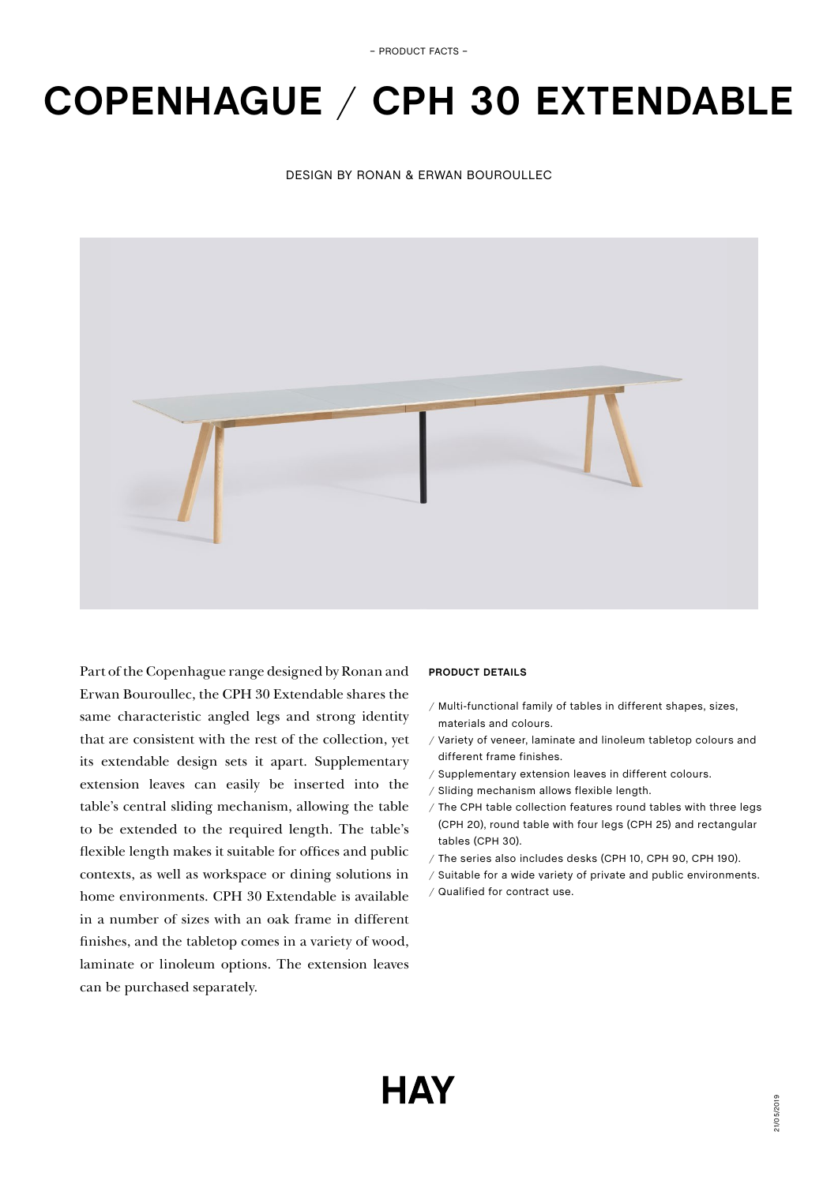– PRODUCT FACTS –

# COPENHAGUE / CPH 30 EXTENDABLE

DESIGN BY RONAN & ERWAN BOUROULLEC

Part of the Copenhague range designed by Ronan and Erwan Bouroullec, the CPH 30 Extendable shares the same characteristic angled legs and strong identity that are consistent with the rest of the collection, yet its extendable design sets it apart. Supplementary extension leaves can easily be inserted into the table's central sliding mechanism, allowing the table to be extended to the required length. The table's flexible length makes it suitable for offices and public contexts, as well as workspace or dining solutions in home environments. CPH 30 Extendable is available in a number of sizes with an oak frame in different finishes, and the tabletop comes in a variety of wood, laminate or linoleum options. The extension leaves can be purchased separately.

**PRODUCT DETAILS**

/ Multi-functional family of tables in different shapes, sizes, materials and colours.
/ Variety of veneer, laminate and linoleum tabletop colours and different frame finishes.
/ Supplementary extension leaves in different colours.
/ Sliding mechanism allows flexible length.
/ The CPH table collection features round tables with three legs (CPH 20), round table with four legs (CPH 25) and rectangular tables (CPH 30).
/ The series also includes desks (CPH 10, CPH 90, CPH 190).
/ Suitable for a wide variety of private and public environments.
/ Qualified for contract use.

HAY

21/05/2019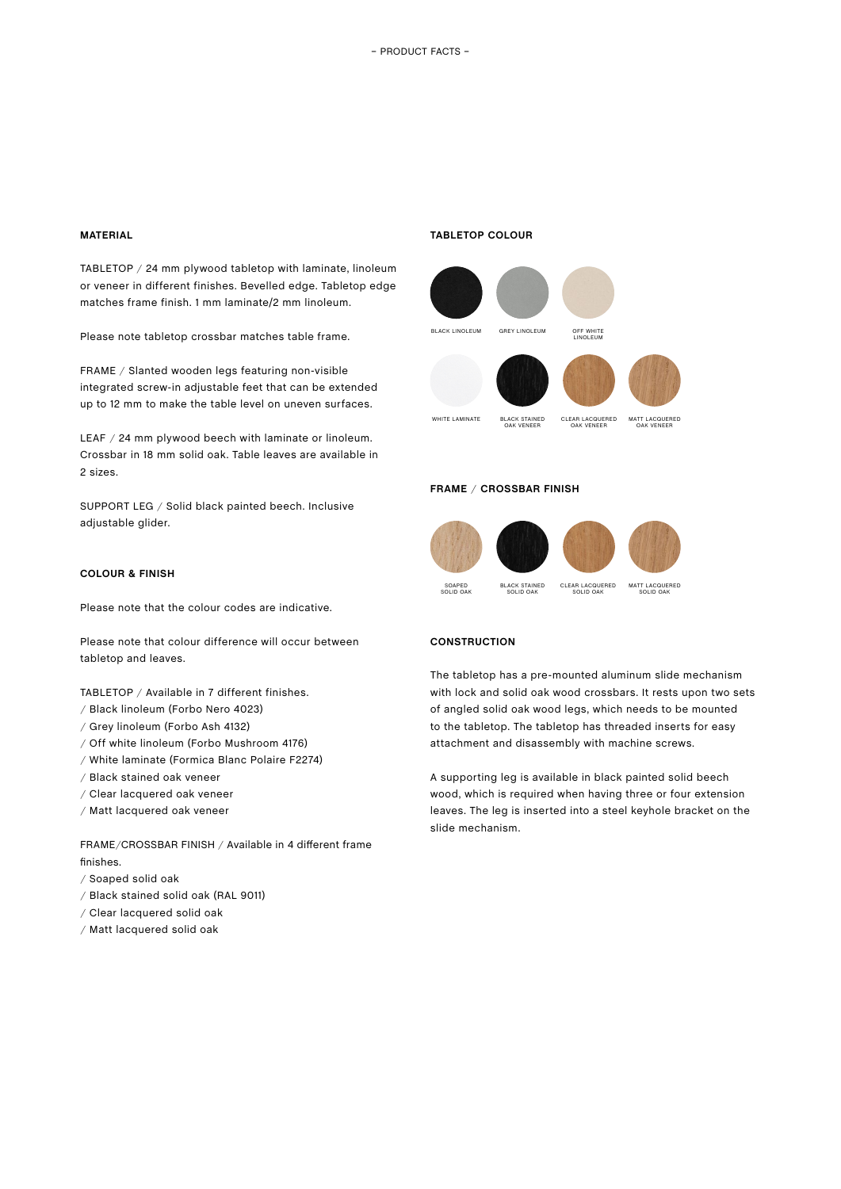– PRODUCT FACTS –

## MATERIAL

TABLETOP / 24 mm plywood tabletop with laminate, linoleum or veneer in different finishes. Bevelled edge. Tabletop edge matches frame finish. 1 mm laminate/2 mm linoleum.

Please note tabletop crossbar matches table frame.

FRAME / Slanted wooden legs featuring non-visible integrated screw-in adjustable feet that can be extended up to 12 mm to make the table level on uneven surfaces.

LEAF / 24 mm plywood beech with laminate or linoleum. Crossbar in 18 mm solid oak. Table leaves are available in 2 sizes.

SUPPORT LEG / Solid black painted beech. Inclusive adjustable glider.

## COLOUR & FINISH

Please note that the colour codes are indicative.

Please note that colour difference will occur between tabletop and leaves.

TABLETOP / Available in 7 different finishes.
/ Black linoleum (Forbo Nero 4023)
/ Grey linoleum (Forbo Ash 4132)
/ Off white linoleum (Forbo Mushroom 4176)
/ White laminate (Formica Blanc Polaire F2274)
/ Black stained oak veneer
/ Clear lacquered oak veneer
/ Matt lacquered oak veneer

FRAME/CROSSBAR FINISH / Available in 4 different frame finishes.
/ Soaped solid oak
/ Black stained solid oak (RAL 9011)
/ Clear lacquered solid oak
/ Matt lacquered solid oak

## TABLETOP COLOUR

BLACK LINOLEUM · GREY LINOLEUM · OFF WHITE LINOLEUM

WHITE LAMINATE · BLACK STAINED OAK VENEER · CLEAR LACQUERED OAK VENEER · MATT LACQUERED OAK VENEER

## FRAME / CROSSBAR FINISH

SOAPED SOLID OAK · BLACK STAINED SOLID OAK · CLEAR LACQUERED SOLID OAK · MATT LACQUERED SOLID OAK

## CONSTRUCTION

The tabletop has a pre-mounted aluminum slide mechanism with lock and solid oak wood crossbars. It rests upon two sets of angled solid oak wood legs, which needs to be mounted to the tabletop. The tabletop has threaded inserts for easy attachment and disassembly with machine screws.

A supporting leg is available in black painted solid beech wood, which is required when having three or four extension leaves. The leg is inserted into a steel keyhole bracket on the slide mechanism.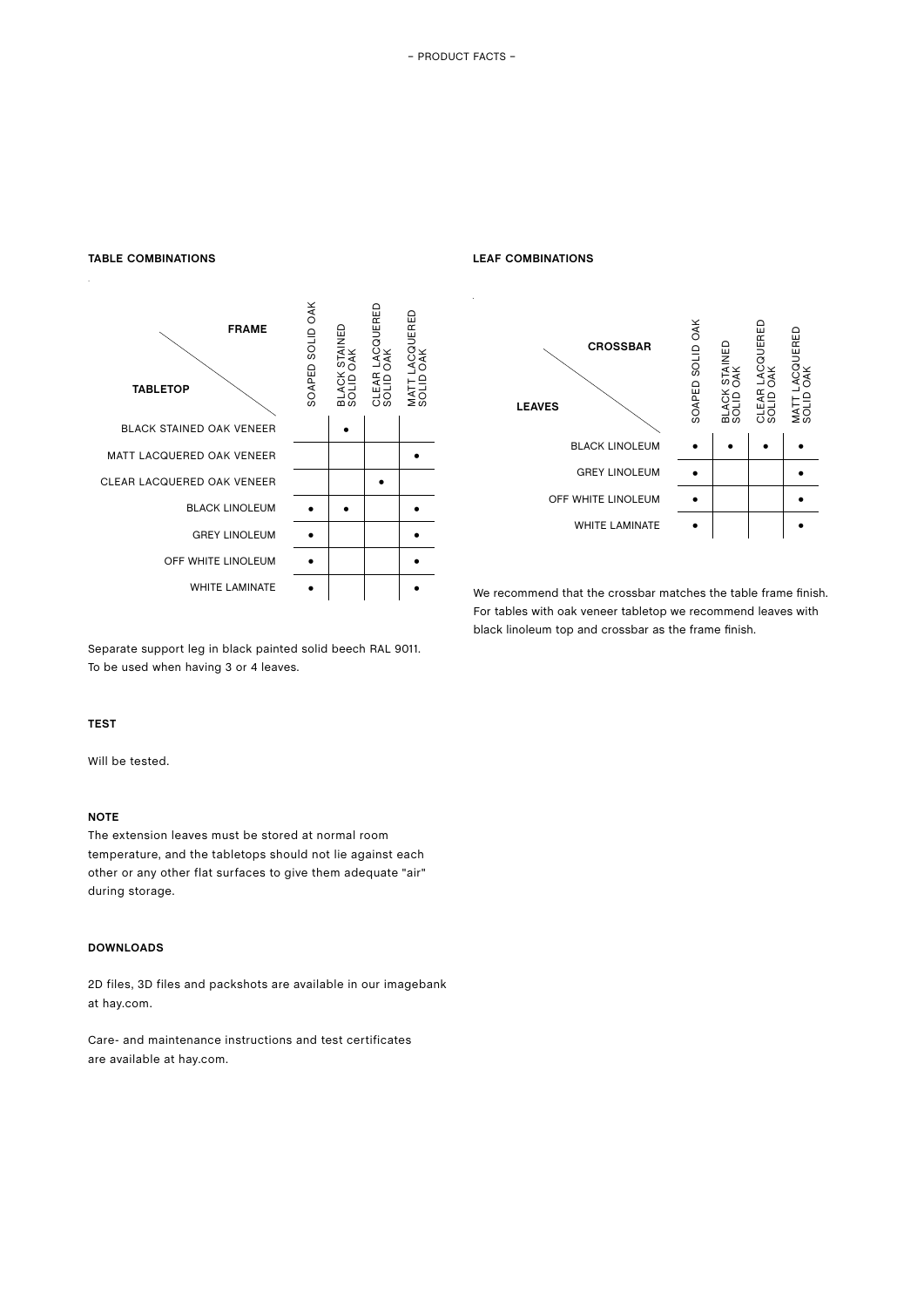## TABLE COMBINATIONS

| TABLETOP \ FRAME | SOAPED SOLID OAK | BLACK STAINED SOLID OAK | CLEAR LACQUERED SOLID OAK | MATT LACQUERED SOLID OAK |
|---|---|---|---|---|
| BLACK STAINED OAK VENEER | | • | | |
| MATT LACQUERED OAK VENEER | | | | • |
| CLEAR LACQUERED OAK VENEER | | | • | |
| BLACK LINOLEUM | • | • | | • |
| GREY LINOLEUM | • | | | • |
| OFF WHITE LINOLEUM | • | | | • |
| WHITE LAMINATE | • | | | • |

Separate support leg in black painted solid beech RAL 9011. To be used when having 3 or 4 leaves.

## LEAF COMBINATIONS

| LEAVES \ CROSSBAR | SOAPED SOLID OAK | BLACK STAINED SOLID OAK | CLEAR LACQUERED SOLID OAK | MATT LACQUERED SOLID OAK |
|---|---|---|---|---|
| BLACK LINOLEUM | • | • | • | • |
| GREY LINOLEUM | • | | | • |
| OFF WHITE LINOLEUM | • | | | • |
| WHITE LAMINATE | • | | | • |

We recommend that the crossbar matches the table frame finish. For tables with oak veneer tabletop we recommend leaves with black linoleum top and crossbar as the frame finish.

## TEST

Will be tested.

## NOTE

The extension leaves must be stored at normal room temperature, and the tabletops should not lie against each other or any other flat surfaces to give them adequate "air" during storage.

## DOWNLOADS

2D files, 3D files and packshots are available in our imagebank at hay.com.

Care- and maintenance instructions and test certificates are available at hay.com.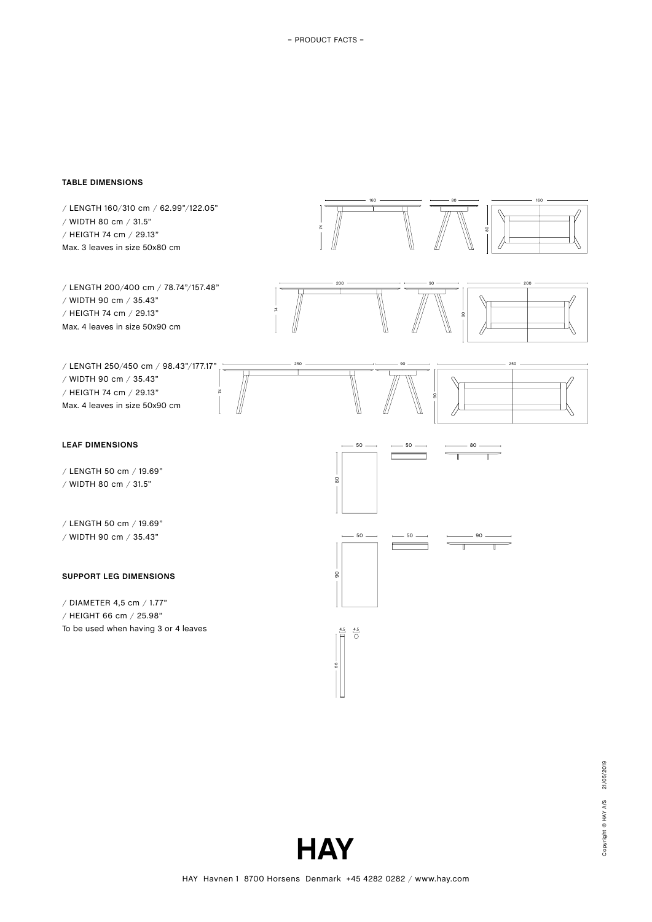**TABLE DIMENSIONS**

/ LENGTH 160/310 cm / 62.99"/122.05"
/ WIDTH 80 cm / 31.5"
/ HEIGTH 74 cm / 29.13"
Max. 3 leaves in size 50x80 cm

/ LENGTH 200/400 cm / 78.74"/157.48"
/ WIDTH 90 cm / 35.43"
/ HEIGTH 74 cm / 29.13"
Max. 4 leaves in size 50x90 cm

/ LENGTH 250/450 cm / 98.43"/177.17"
/ WIDTH 90 cm / 35.43"
/ HEIGTH 74 cm / 29.13"
Max. 4 leaves in size 50x90 cm

**LEAF DIMENSIONS**

/ LENGTH 50 cm / 19.69"
/ WIDTH 80 cm / 31.5"

/ LENGTH 50 cm / 19.69"
/ WIDTH 90 cm / 35.43"

**SUPPORT LEG DIMENSIONS**

/ DIAMETER 4,5 cm / 1.77"
/ HEIGHT 66 cm / 25.98"
To be used when having 3 or 4 leaves

HAY

HAY Havnen 1 8700 Horsens Denmark +45 4282 0282 / www.hay.com

Copyright © HAY A/S 21/05/2019